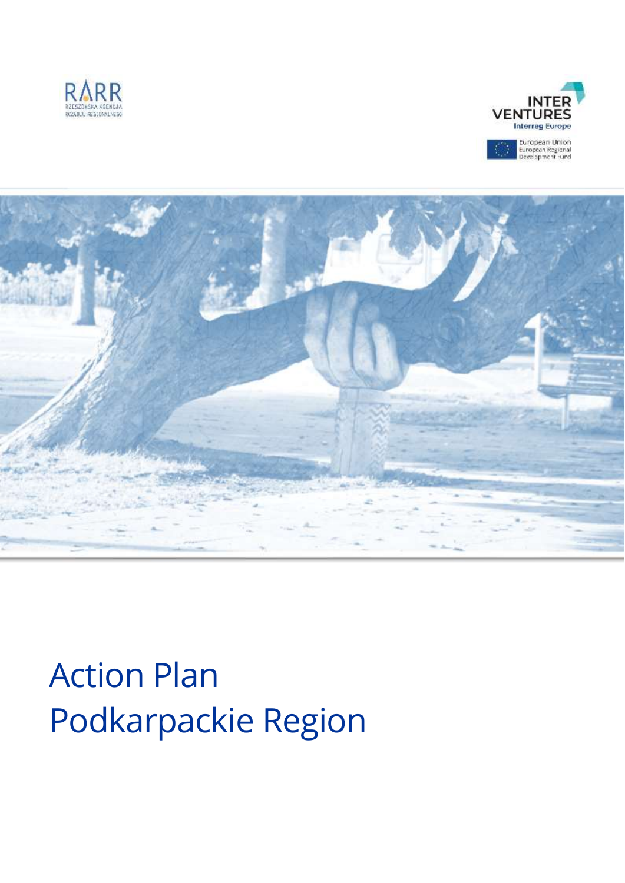RARR
RZESZOWSKA AGENCJA ROZWOJU REGIONALNEGO

INTER VENTURES
Interreg Europe

European Union
European Regional Development Fund

# Action Plan
# Podkarpackie Region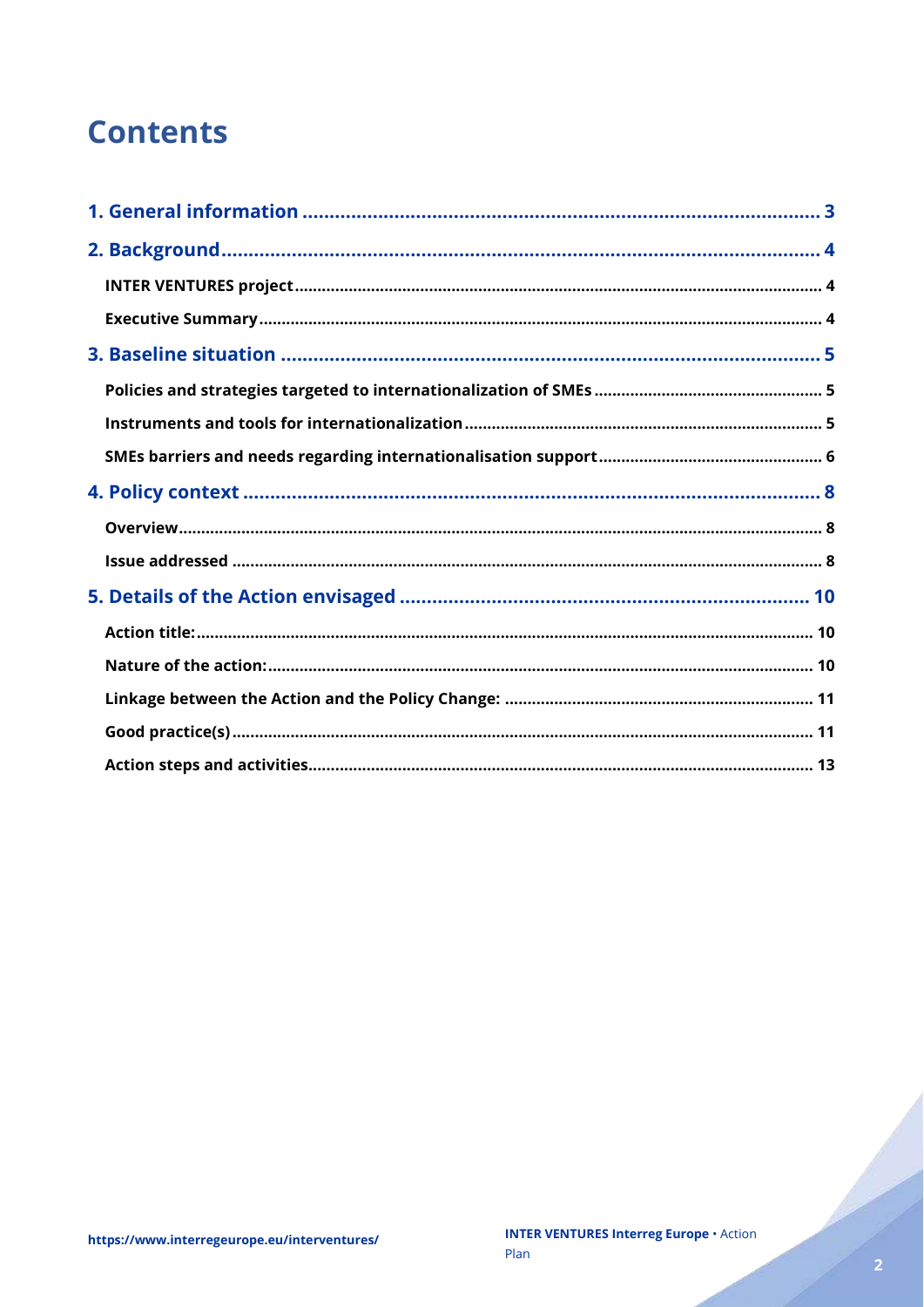# Contents

- **1. General information** ... 3
- **2. Background** ... 4
  - **INTER VENTURES project** ... 4
  - **Executive Summary** ... 4
- **3. Baseline situation** ... 5
  - **Policies and strategies targeted to internationalization of SMEs** ... 5
  - **Instruments and tools for internationalization** ... 5
  - **SMEs barriers and needs regarding internationalisation support** ... 6
- **4. Policy context** ... 8
  - **Overview** ... 8
  - **Issue addressed** ... 8
- **5. Details of the Action envisaged** ... 10
  - **Action title:** ... 10
  - **Nature of the action:** ... 10
  - **Linkage between the Action and the Policy Change:** ... 11
  - **Good practice(s)** ... 11
  - **Action steps and activities** ... 13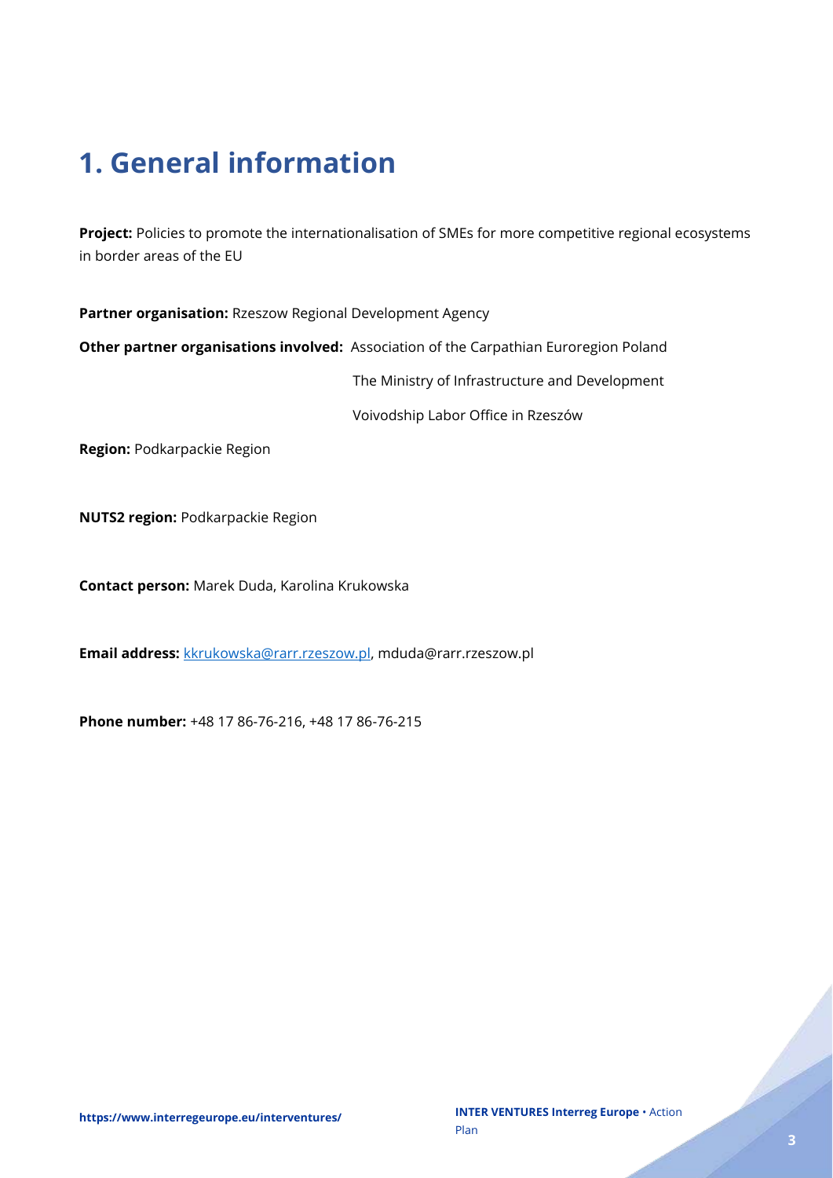# 1. General information

**Project:** Policies to promote the internationalisation of SMEs for more competitive regional ecosystems in border areas of the EU

**Partner organisation:** Rzeszow Regional Development Agency

**Other partner organisations involved:** Association of the Carpathian Euroregion Poland

The Ministry of Infrastructure and Development

Voivodship Labor Office in Rzeszów

**Region:** Podkarpackie Region

**NUTS2 region:** Podkarpackie Region

**Contact person:** Marek Duda, Karolina Krukowska

**Email address:** kkrukowska@rarr.rzeszow.pl, mduda@rarr.rzeszow.pl

**Phone number:** +48 17 86-76-216, +48 17 86-76-215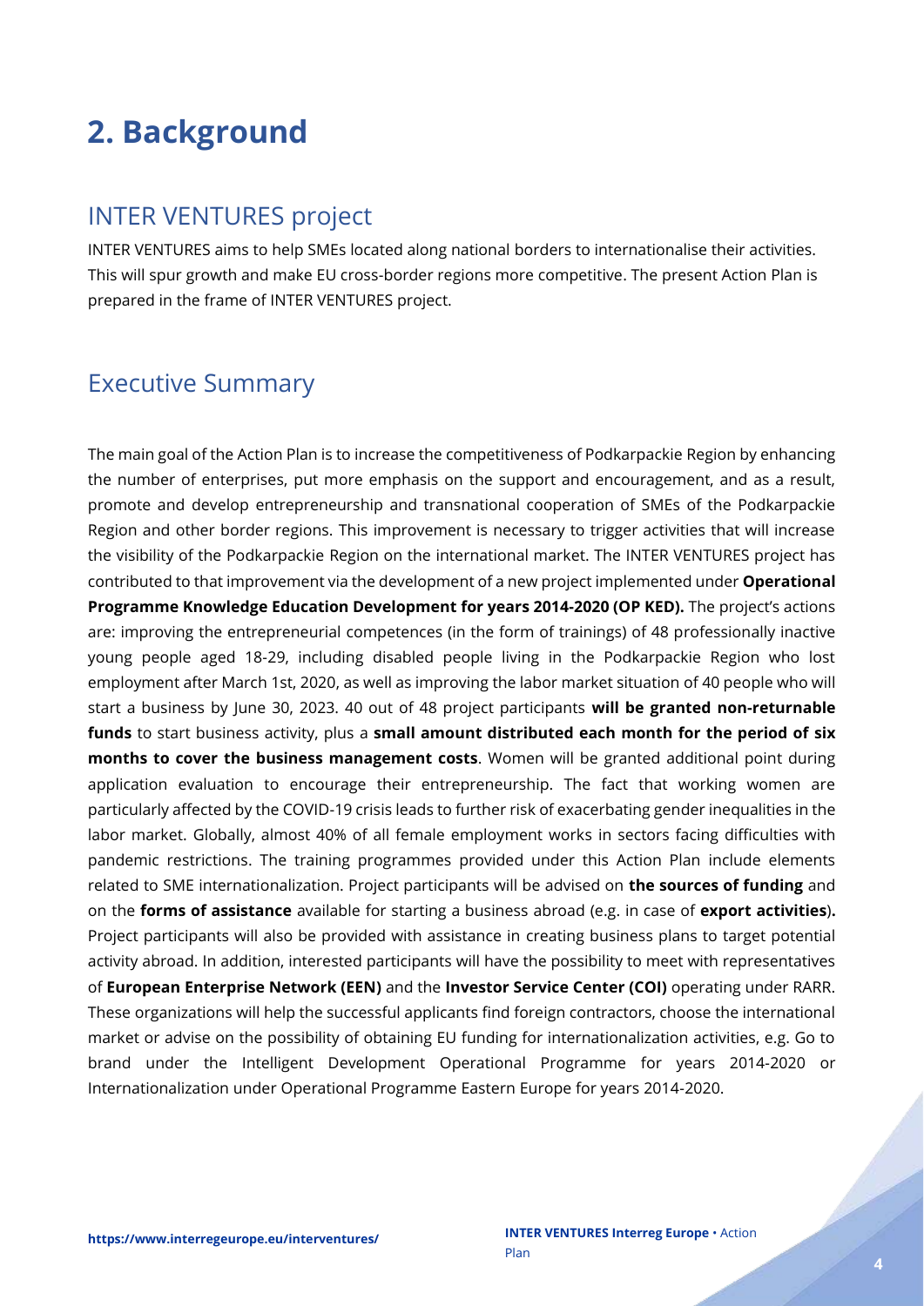# 2. Background

## INTER VENTURES project

INTER VENTURES aims to help SMEs located along national borders to internationalise their activities. This will spur growth and make EU cross-border regions more competitive. The present Action Plan is prepared in the frame of INTER VENTURES project.

## Executive Summary

The main goal of the Action Plan is to increase the competitiveness of Podkarpackie Region by enhancing the number of enterprises, put more emphasis on the support and encouragement, and as a result, promote and develop entrepreneurship and transnational cooperation of SMEs of the Podkarpackie Region and other border regions. This improvement is necessary to trigger activities that will increase the visibility of the Podkarpackie Region on the international market. The INTER VENTURES project has contributed to that improvement via the development of a new project implemented under **Operational Programme Knowledge Education Development for years 2014-2020 (OP KED).** The project's actions are: improving the entrepreneurial competences (in the form of trainings) of 48 professionally inactive young people aged 18-29, including disabled people living in the Podkarpackie Region who lost employment after March 1st, 2020, as well as improving the labor market situation of 40 people who will start a business by June 30, 2023. 40 out of 48 project participants **will be granted non-returnable funds** to start business activity, plus a **small amount distributed each month for the period of six months to cover the business management costs**. Women will be granted additional point during application evaluation to encourage their entrepreneurship. The fact that working women are particularly affected by the COVID-19 crisis leads to further risk of exacerbating gender inequalities in the labor market. Globally, almost 40% of all female employment works in sectors facing difficulties with pandemic restrictions. The training programmes provided under this Action Plan include elements related to SME internationalization. Project participants will be advised on **the sources of funding** and on the **forms of assistance** available for starting a business abroad (e.g. in case of **export activities**)**.** Project participants will also be provided with assistance in creating business plans to target potential activity abroad. In addition, interested participants will have the possibility to meet with representatives of **European Enterprise Network (EEN)** and the **Investor Service Center (COI)** operating under RARR. These organizations will help the successful applicants find foreign contractors, choose the international market or advise on the possibility of obtaining EU funding for internationalization activities, e.g. Go to brand under the Intelligent Development Operational Programme for years 2014-2020 or Internationalization under Operational Programme Eastern Europe for years 2014-2020.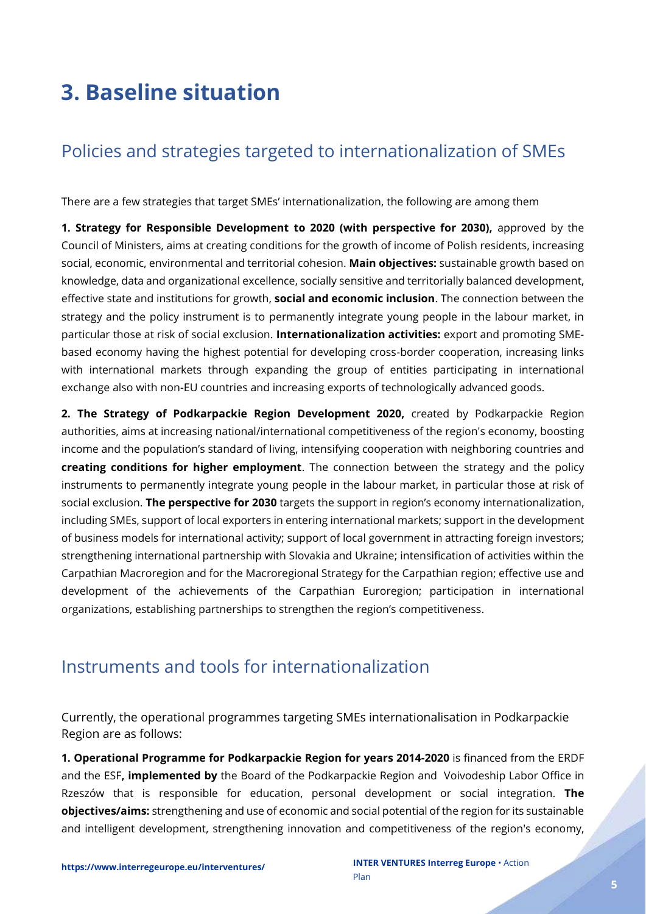# 3. Baseline situation

## Policies and strategies targeted to internationalization of SMEs

There are a few strategies that target SMEs' internationalization, the following are among them

**1. Strategy for Responsible Development to 2020 (with perspective for 2030),** approved by the Council of Ministers, aims at creating conditions for the growth of income of Polish residents, increasing social, economic, environmental and territorial cohesion. **Main objectives:** sustainable growth based on knowledge, data and organizational excellence, socially sensitive and territorially balanced development, effective state and institutions for growth, **social and economic inclusion**. The connection between the strategy and the policy instrument is to permanently integrate young people in the labour market, in particular those at risk of social exclusion. **Internationalization activities:** export and promoting SME-based economy having the highest potential for developing cross-border cooperation, increasing links with international markets through expanding the group of entities participating in international exchange also with non-EU countries and increasing exports of technologically advanced goods.

**2. The Strategy of Podkarpackie Region Development 2020,** created by Podkarpackie Region authorities, aims at increasing national/international competitiveness of the region's economy, boosting income and the population's standard of living, intensifying cooperation with neighboring countries and **creating conditions for higher employment**. The connection between the strategy and the policy instruments to permanently integrate young people in the labour market, in particular those at risk of social exclusion. **The perspective for 2030** targets the support in region's economy internationalization, including SMEs, support of local exporters in entering international markets; support in the development of business models for international activity; support of local government in attracting foreign investors; strengthening international partnership with Slovakia and Ukraine; intensification of activities within the Carpathian Macroregion and for the Macroregional Strategy for the Carpathian region; effective use and development of the achievements of the Carpathian Euroregion; participation in international organizations, establishing partnerships to strengthen the region's competitiveness.

## Instruments and tools for internationalization

Currently, the operational programmes targeting SMEs internationalisation in Podkarpackie Region are as follows:

**1. Operational Programme for Podkarpackie Region for years 2014-2020** is financed from the ERDF and the ESF**, implemented by** the Board of the Podkarpackie Region and Voivodeship Labor Office in Rzeszów that is responsible for education, personal development or social integration. **The objectives/aims:** strengthening and use of economic and social potential of the region for its sustainable and intelligent development, strengthening innovation and competitiveness of the region's economy,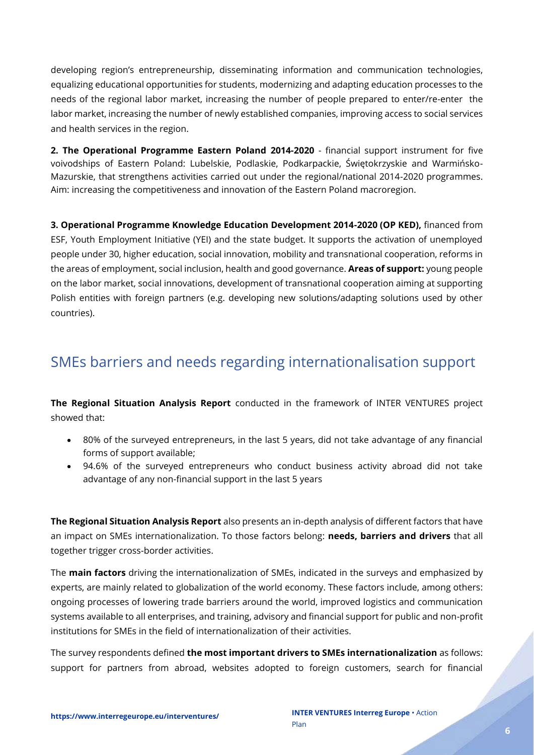developing region's entrepreneurship, disseminating information and communication technologies, equalizing educational opportunities for students, modernizing and adapting education processes to the needs of the regional labor market, increasing the number of people prepared to enter/re-enter the labor market, increasing the number of newly established companies, improving access to social services and health services in the region.

**2. The Operational Programme Eastern Poland 2014-2020** - financial support instrument for five voivodships of Eastern Poland: Lubelskie, Podlaskie, Podkarpackie, Świętokrzyskie and Warmińsko-Mazurskie, that strengthens activities carried out under the regional/national 2014-2020 programmes. Aim: increasing the competitiveness and innovation of the Eastern Poland macroregion.

**3. Operational Programme Knowledge Education Development 2014-2020 (OP KED),** financed from ESF, Youth Employment Initiative (YEI) and the state budget. It supports the activation of unemployed people under 30, higher education, social innovation, mobility and transnational cooperation, reforms in the areas of employment, social inclusion, health and good governance. **Areas of support:** young people on the labor market, social innovations, development of transnational cooperation aiming at supporting Polish entities with foreign partners (e.g. developing new solutions/adapting solutions used by other countries).

## SMEs barriers and needs regarding internationalisation support

**The Regional Situation Analysis Report** conducted in the framework of INTER VENTURES project showed that:

- 80% of the surveyed entrepreneurs, in the last 5 years, did not take advantage of any financial forms of support available;
- 94.6% of the surveyed entrepreneurs who conduct business activity abroad did not take advantage of any non-financial support in the last 5 years

**The Regional Situation Analysis Report** also presents an in-depth analysis of different factors that have an impact on SMEs internationalization. To those factors belong: **needs, barriers and drivers** that all together trigger cross-border activities.

The **main factors** driving the internationalization of SMEs, indicated in the surveys and emphasized by experts, are mainly related to globalization of the world economy. These factors include, among others: ongoing processes of lowering trade barriers around the world, improved logistics and communication systems available to all enterprises, and training, advisory and financial support for public and non-profit institutions for SMEs in the field of internationalization of their activities.

The survey respondents defined **the most important drivers to SMEs internationalization** as follows: support for partners from abroad, websites adopted to foreign customers, search for financial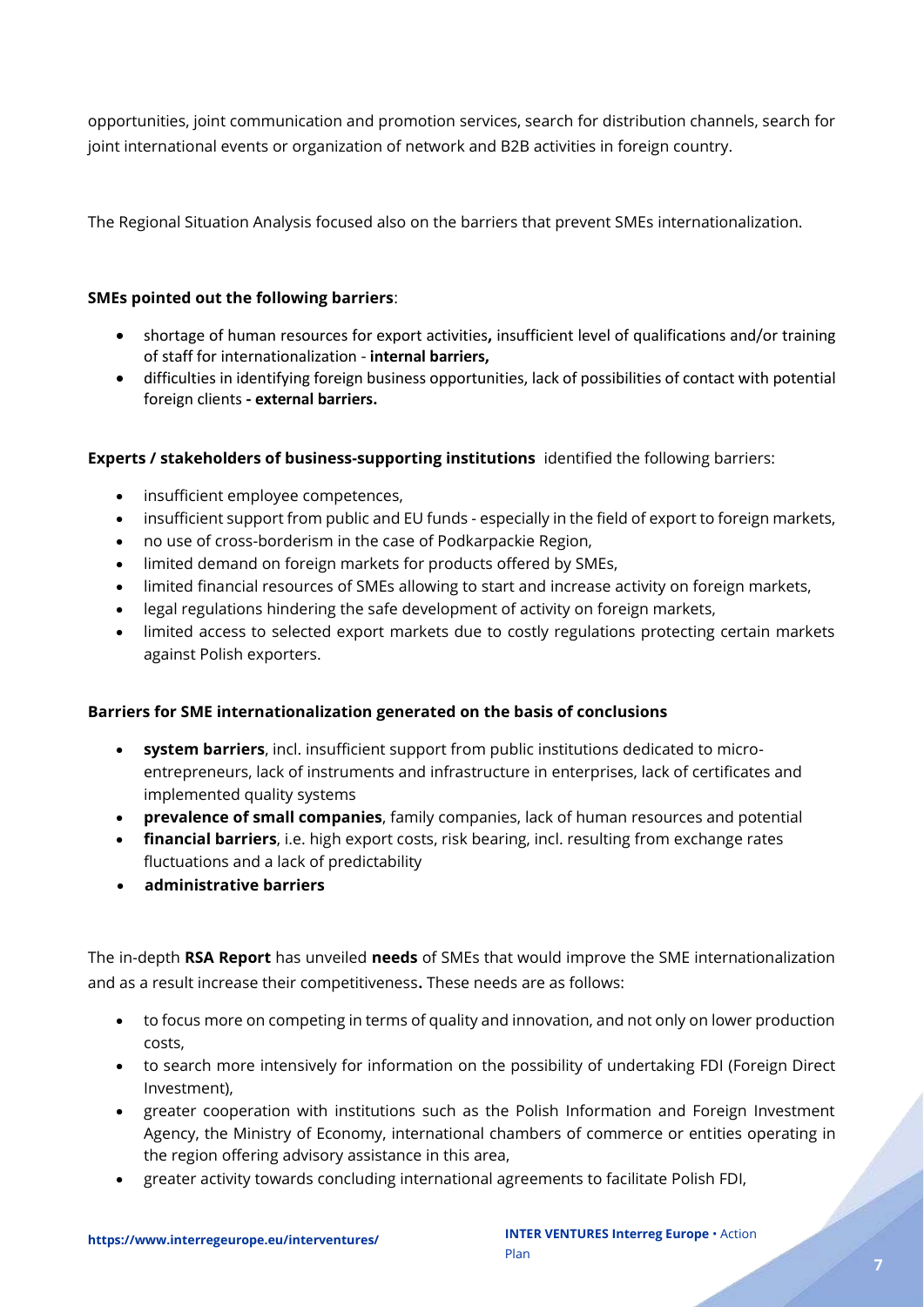opportunities, joint communication and promotion services, search for distribution channels, search for joint international events or organization of network and B2B activities in foreign country.

The Regional Situation Analysis focused also on the barriers that prevent SMEs internationalization.

**SMEs pointed out the following barriers**:

- shortage of human resources for export activities**,** insufficient level of qualifications and/or training of staff for internationalization - **internal barriers,**
- difficulties in identifying foreign business opportunities, lack of possibilities of contact with potential foreign clients **- external barriers.**

**Experts / stakeholders of business-supporting institutions** identified the following barriers:

- insufficient employee competences,
- insufficient support from public and EU funds - especially in the field of export to foreign markets,
- no use of cross-borderism in the case of Podkarpackie Region,
- limited demand on foreign markets for products offered by SMEs,
- limited financial resources of SMEs allowing to start and increase activity on foreign markets,
- legal regulations hindering the safe development of activity on foreign markets,
- limited access to selected export markets due to costly regulations protecting certain markets against Polish exporters.

**Barriers for SME internationalization generated on the basis of conclusions**

- **system barriers**, incl. insufficient support from public institutions dedicated to micro-entrepreneurs, lack of instruments and infrastructure in enterprises, lack of certificates and implemented quality systems
- **prevalence of small companies**, family companies, lack of human resources and potential
- **financial barriers**, i.e. high export costs, risk bearing, incl. resulting from exchange rates fluctuations and a lack of predictability
- **administrative barriers**

The in-depth **RSA Report** has unveiled **needs** of SMEs that would improve the SME internationalization and as a result increase their competitiveness**.** These needs are as follows:

- to focus more on competing in terms of quality and innovation, and not only on lower production costs,
- to search more intensively for information on the possibility of undertaking FDI (Foreign Direct Investment),
- greater cooperation with institutions such as the Polish Information and Foreign Investment Agency, the Ministry of Economy, international chambers of commerce or entities operating in the region offering advisory assistance in this area,
- greater activity towards concluding international agreements to facilitate Polish FDI,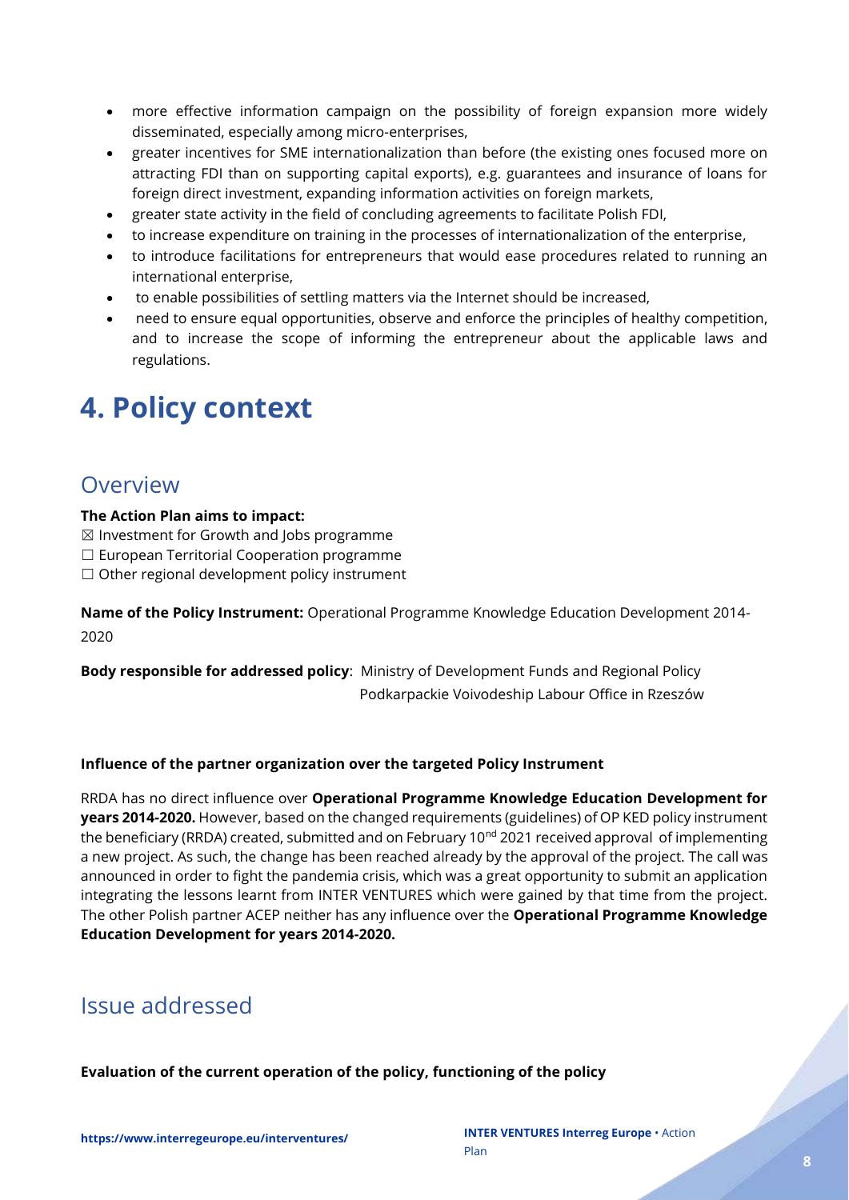- more effective information campaign on the possibility of foreign expansion more widely disseminated, especially among micro-enterprises,
- greater incentives for SME internationalization than before (the existing ones focused more on attracting FDI than on supporting capital exports), e.g. guarantees and insurance of loans for foreign direct investment, expanding information activities on foreign markets,
- greater state activity in the field of concluding agreements to facilitate Polish FDI,
- to increase expenditure on training in the processes of internationalization of the enterprise,
- to introduce facilitations for entrepreneurs that would ease procedures related to running an international enterprise,
- to enable possibilities of settling matters via the Internet should be increased,
- need to ensure equal opportunities, observe and enforce the principles of healthy competition, and to increase the scope of informing the entrepreneur about the applicable laws and regulations.

# 4. Policy context

## Overview

**The Action Plan aims to impact:**

☒ Investment for Growth and Jobs programme
☐ European Territorial Cooperation programme
☐ Other regional development policy instrument

**Name of the Policy Instrument:** Operational Programme Knowledge Education Development 2014-2020

**Body responsible for addressed policy**: Ministry of Development Funds and Regional Policy
Podkarpackie Voivodeship Labour Office in Rzeszów

**Influence of the partner organization over the targeted Policy Instrument**

RRDA has no direct influence over **Operational Programme Knowledge Education Development for years 2014-2020.** However, based on the changed requirements (guidelines) of OP KED policy instrument the beneficiary (RRDA) created, submitted and on February 10[nd] 2021 received approval of implementing a new project. As such, the change has been reached already by the approval of the project. The call was announced in order to fight the pandemia crisis, which was a great opportunity to submit an application integrating the lessons learnt from INTER VENTURES which were gained by that time from the project. The other Polish partner ACEP neither has any influence over the **Operational Programme Knowledge Education Development for years 2014-2020.**

## Issue addressed

**Evaluation of the current operation of the policy, functioning of the policy**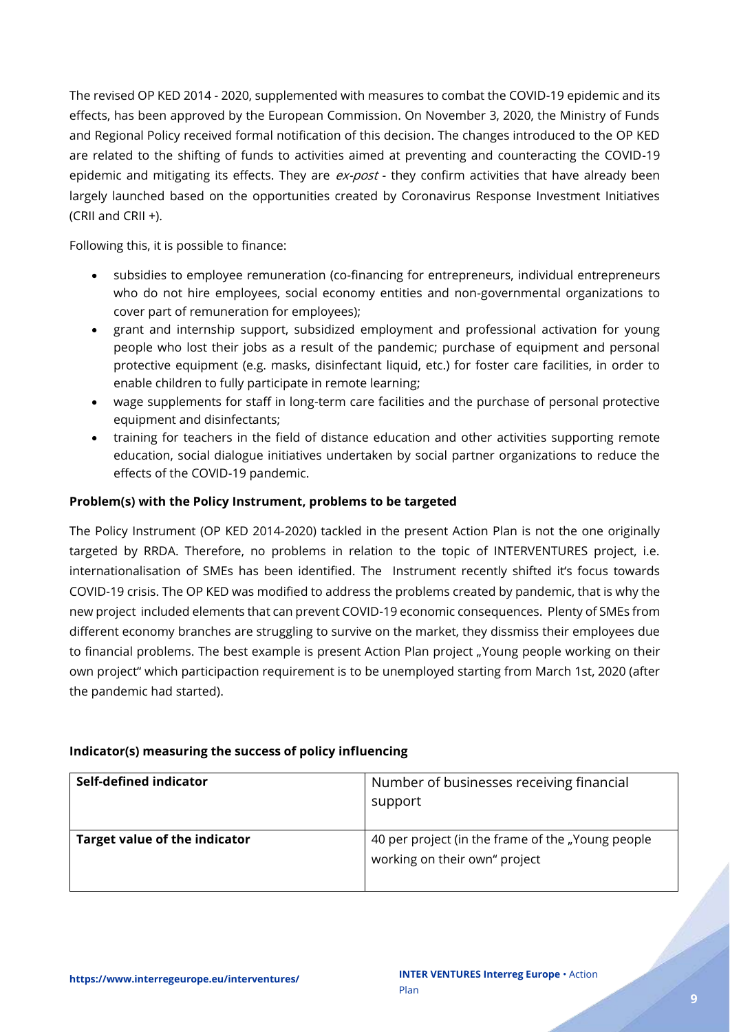The revised OP KED 2014 - 2020, supplemented with measures to combat the COVID-19 epidemic and its effects, has been approved by the European Commission. On November 3, 2020, the Ministry of Funds and Regional Policy received formal notification of this decision. The changes introduced to the OP KED are related to the shifting of funds to activities aimed at preventing and counteracting the COVID-19 epidemic and mitigating its effects. They are *ex-post* - they confirm activities that have already been largely launched based on the opportunities created by Coronavirus Response Investment Initiatives (CRII and CRII +).

Following this, it is possible to finance:

- subsidies to employee remuneration (co-financing for entrepreneurs, individual entrepreneurs who do not hire employees, social economy entities and non-governmental organizations to cover part of remuneration for employees);
- grant and internship support, subsidized employment and professional activation for young people who lost their jobs as a result of the pandemic; purchase of equipment and personal protective equipment (e.g. masks, disinfectant liquid, etc.) for foster care facilities, in order to enable children to fully participate in remote learning;
- wage supplements for staff in long-term care facilities and the purchase of personal protective equipment and disinfectants;
- training for teachers in the field of distance education and other activities supporting remote education, social dialogue initiatives undertaken by social partner organizations to reduce the effects of the COVID-19 pandemic.

**Problem(s) with the Policy Instrument, problems to be targeted**

The Policy Instrument (OP KED 2014-2020) tackled in the present Action Plan is not the one originally targeted by RRDA. Therefore, no problems in relation to the topic of INTERVENTURES project, i.e. internationalisation of SMEs has been identified. The Instrument recently shifted it's focus towards COVID-19 crisis. The OP KED was modified to address the problems created by pandemic, that is why the new project included elements that can prevent COVID-19 economic consequences. Plenty of SMEs from different economy branches are struggling to survive on the market, they dissmiss their employees due to financial problems. The best example is present Action Plan project „Young people working on their own project" which participaction requirement is to be unemployed starting from March 1st, 2020 (after the pandemic had started).

**Indicator(s) measuring the success of policy influencing**

| **Self-defined indicator** | Number of businesses receiving financial support |
|---|---|
| **Target value of the indicator** | 40 per project (in the frame of the „Young people working on their own" project |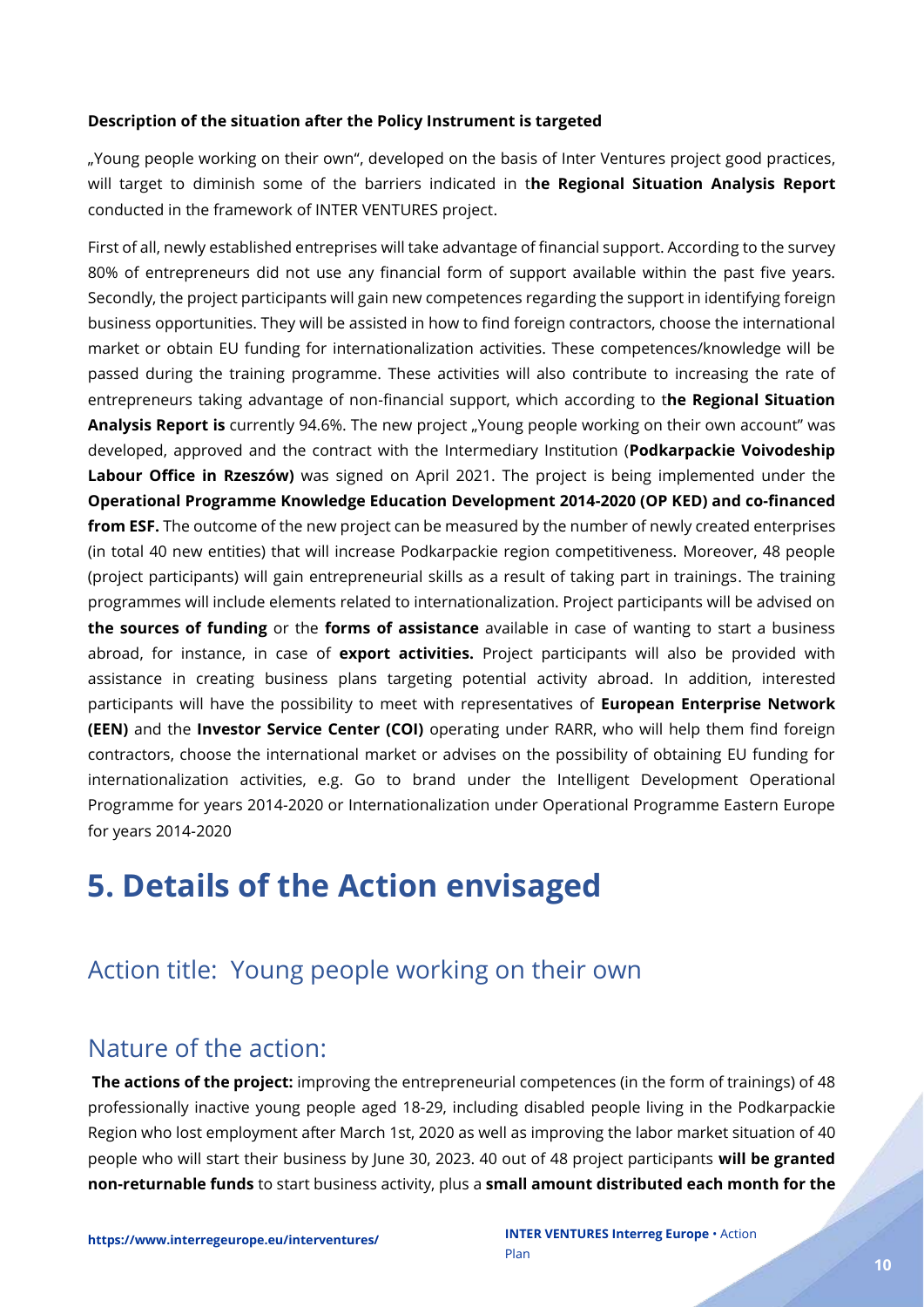**Description of the situation after the Policy Instrument is targeted**

„Young people working on their own", developed on the basis of Inter Ventures project good practices, will target to diminish some of the barriers indicated in t**he Regional Situation Analysis Report** conducted in the framework of INTER VENTURES project.

First of all, newly established entreprises will take advantage of financial support. According to the survey 80% of entrepreneurs did not use any financial form of support available within the past five years. Secondly, the project participants will gain new competences regarding the support in identifying foreign business opportunities. They will be assisted in how to find foreign contractors, choose the international market or obtain EU funding for internationalization activities. These competences/knowledge will be passed during the training programme. These activities will also contribute to increasing the rate of entrepreneurs taking advantage of non-financial support, which according to t**he Regional Situation Analysis Report is** currently 94.6%. The new project „Young people working on their own account" was developed, approved and the contract with the Intermediary Institution (**Podkarpackie Voivodeship Labour Office in Rzeszów)** was signed on April 2021. The project is being implemented under the **Operational Programme Knowledge Education Development 2014-2020 (OP KED) and co-financed from ESF.** The outcome of the new project can be measured by the number of newly created enterprises (in total 40 new entities) that will increase Podkarpackie region competitiveness. Moreover, 48 people (project participants) will gain entrepreneurial skills as a result of taking part in trainings. The training programmes will include elements related to internationalization. Project participants will be advised on **the sources of funding** or the **forms of assistance** available in case of wanting to start a business abroad, for instance, in case of **export activities.** Project participants will also be provided with assistance in creating business plans targeting potential activity abroad. In addition, interested participants will have the possibility to meet with representatives of **European Enterprise Network (EEN)** and the **Investor Service Center (COI)** operating under RARR, who will help them find foreign contractors, choose the international market or advises on the possibility of obtaining EU funding for internationalization activities, e.g. Go to brand under the Intelligent Development Operational Programme for years 2014-2020 or Internationalization under Operational Programme Eastern Europe for years 2014-2020

# 5. Details of the Action envisaged

## Action title: Young people working on their own

## Nature of the action:

**The actions of the project:** improving the entrepreneurial competences (in the form of trainings) of 48 professionally inactive young people aged 18-29, including disabled people living in the Podkarpackie Region who lost employment after March 1st, 2020 as well as improving the labor market situation of 40 people who will start their business by June 30, 2023. 40 out of 48 project participants **will be granted non-returnable funds** to start business activity, plus a **small amount distributed each month for the**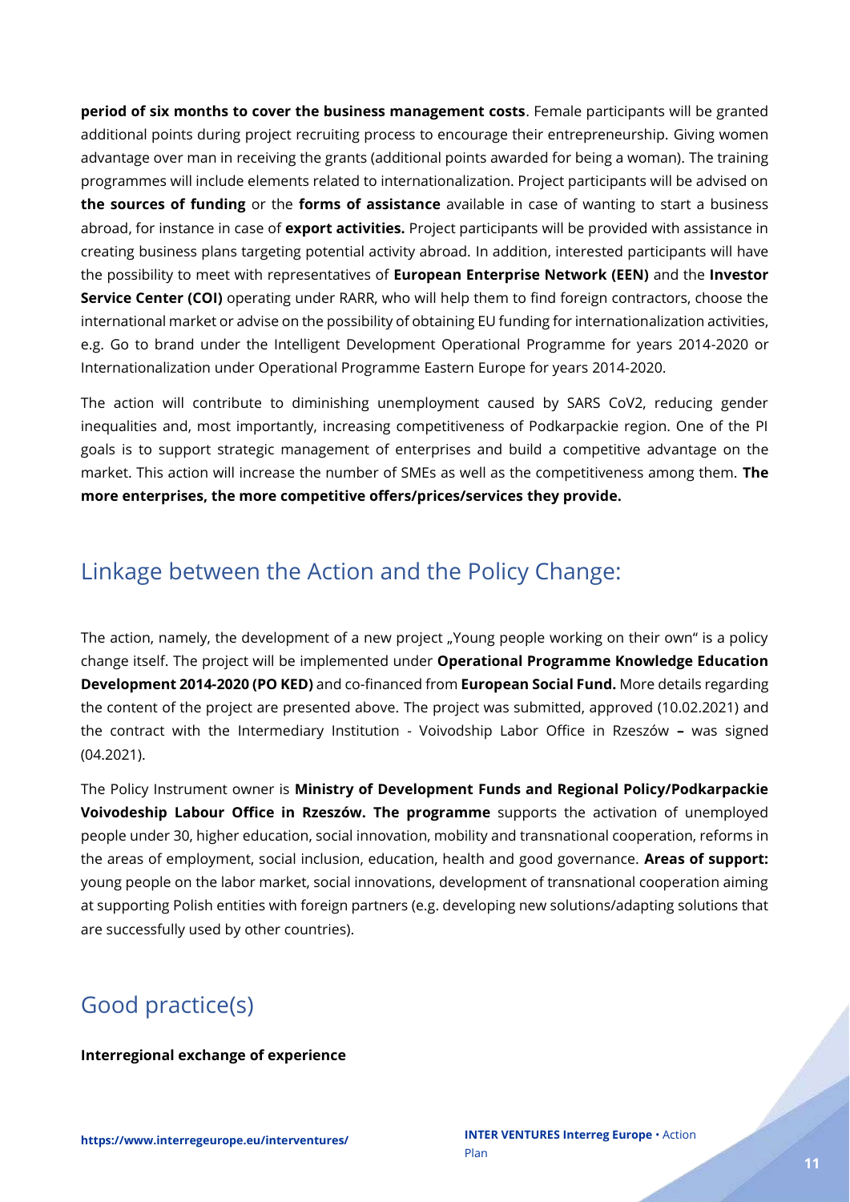**period of six months to cover the business management costs**. Female participants will be granted additional points during project recruiting process to encourage their entrepreneurship. Giving women advantage over man in receiving the grants (additional points awarded for being a woman). The training programmes will include elements related to internationalization. Project participants will be advised on **the sources of funding** or the **forms of assistance** available in case of wanting to start a business abroad, for instance in case of **export activities.** Project participants will be provided with assistance in creating business plans targeting potential activity abroad. In addition, interested participants will have the possibility to meet with representatives of **European Enterprise Network (EEN)** and the **Investor Service Center (COI)** operating under RARR, who will help them to find foreign contractors, choose the international market or advise on the possibility of obtaining EU funding for internationalization activities, e.g. Go to brand under the Intelligent Development Operational Programme for years 2014-2020 or Internationalization under Operational Programme Eastern Europe for years 2014-2020.

The action will contribute to diminishing unemployment caused by SARS CoV2, reducing gender inequalities and, most importantly, increasing competitiveness of Podkarpackie region. One of the PI goals is to support strategic management of enterprises and build a competitive advantage on the market. This action will increase the number of SMEs as well as the competitiveness among them. **The more enterprises, the more competitive offers/prices/services they provide.**

## Linkage between the Action and the Policy Change:

The action, namely, the development of a new project „Young people working on their own" is a policy change itself. The project will be implemented under **Operational Programme Knowledge Education Development 2014-2020 (PO KED)** and co-financed from **European Social Fund.** More details regarding the content of the project are presented above. The project was submitted, approved (10.02.2021) and the contract with the Intermediary Institution - Voivodship Labor Office in Rzeszów **–** was signed (04.2021).

The Policy Instrument owner is **Ministry of Development Funds and Regional Policy/Podkarpackie Voivodeship Labour Office in Rzeszów. The programme** supports the activation of unemployed people under 30, higher education, social innovation, mobility and transnational cooperation, reforms in the areas of employment, social inclusion, education, health and good governance. **Areas of support:** young people on the labor market, social innovations, development of transnational cooperation aiming at supporting Polish entities with foreign partners (e.g. developing new solutions/adapting solutions that are successfully used by other countries).

## Good practice(s)

**Interregional exchange of experience**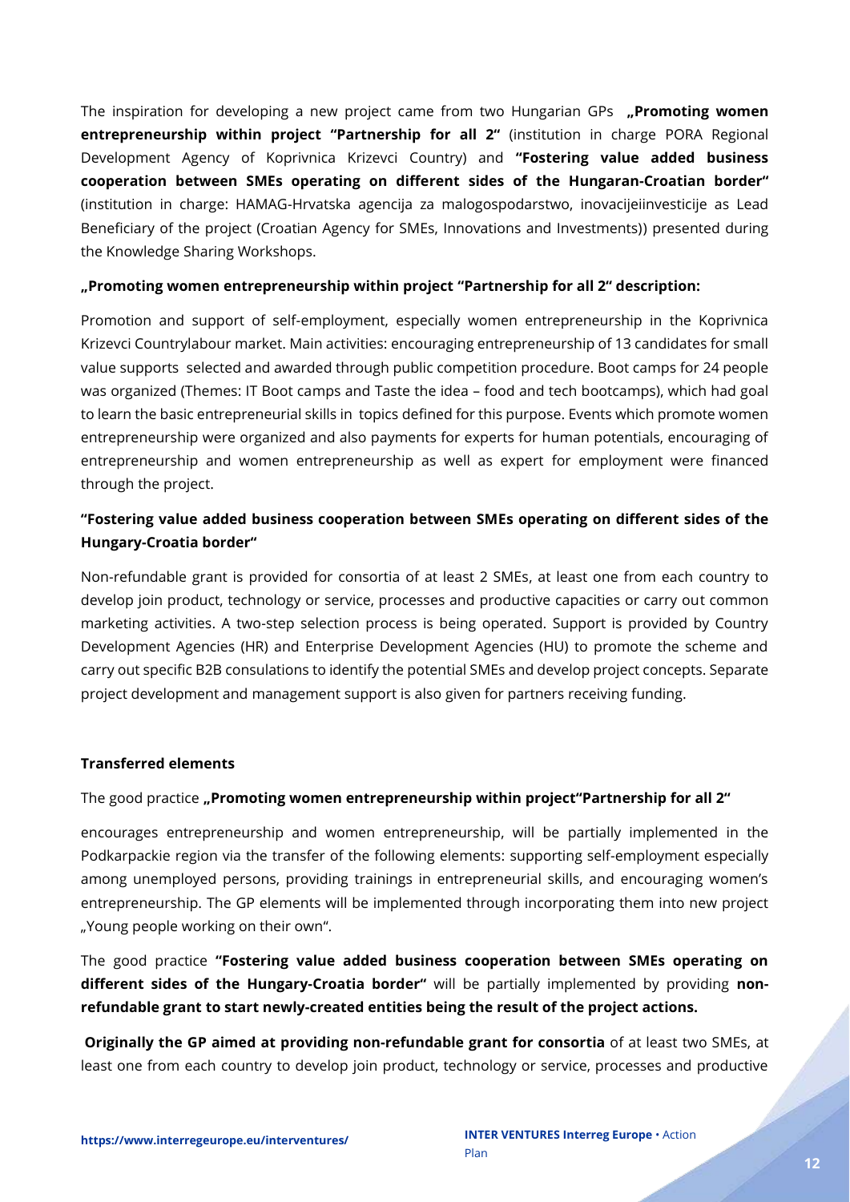The inspiration for developing a new project came from two Hungarian GPs **„Promoting women entrepreneurship within project "Partnership for all 2"** (institution in charge PORA Regional Development Agency of Koprivnica Krizevci Country) and **"Fostering value added business cooperation between SMEs operating on different sides of the Hungaran-Croatian border"** (institution in charge: HAMAG-Hrvatska agencija za malogospodarstwo, inovacijeiinvesticije as Lead Beneficiary of the project (Croatian Agency for SMEs, Innovations and Investments)) presented during the Knowledge Sharing Workshops.

**„Promoting women entrepreneurship within project "Partnership for all 2" description:**

Promotion and support of self-employment, especially women entrepreneurship in the Koprivnica Krizevci Countrylabour market. Main activities: encouraging entrepreneurship of 13 candidates for small value supports selected and awarded through public competition procedure. Boot camps for 24 people was organized (Themes: IT Boot camps and Taste the idea – food and tech bootcamps), which had goal to learn the basic entrepreneurial skills in topics defined for this purpose. Events which promote women entrepreneurship were organized and also payments for experts for human potentials, encouraging of entrepreneurship and women entrepreneurship as well as expert for employment were financed through the project.

**"Fostering value added business cooperation between SMEs operating on different sides of the Hungary-Croatia border"**

Non-refundable grant is provided for consortia of at least 2 SMEs, at least one from each country to develop join product, technology or service, processes and productive capacities or carry out common marketing activities. A two-step selection process is being operated. Support is provided by Country Development Agencies (HR) and Enterprise Development Agencies (HU) to promote the scheme and carry out specific B2B consulations to identify the potential SMEs and develop project concepts. Separate project development and management support is also given for partners receiving funding.

**Transferred elements**

The good practice **„Promoting women entrepreneurship within project"Partnership for all 2"**

encourages entrepreneurship and women entrepreneurship, will be partially implemented in the Podkarpackie region via the transfer of the following elements: supporting self-employment especially among unemployed persons, providing trainings in entrepreneurial skills, and encouraging women's entrepreneurship. The GP elements will be implemented through incorporating them into new project „Young people working on their own".

The good practice **"Fostering value added business cooperation between SMEs operating on different sides of the Hungary-Croatia border"** will be partially implemented by providing **non-refundable grant to start newly-created entities being the result of the project actions.**

**Originally the GP aimed at providing non-refundable grant for consortia** of at least two SMEs, at least one from each country to develop join product, technology or service, processes and productive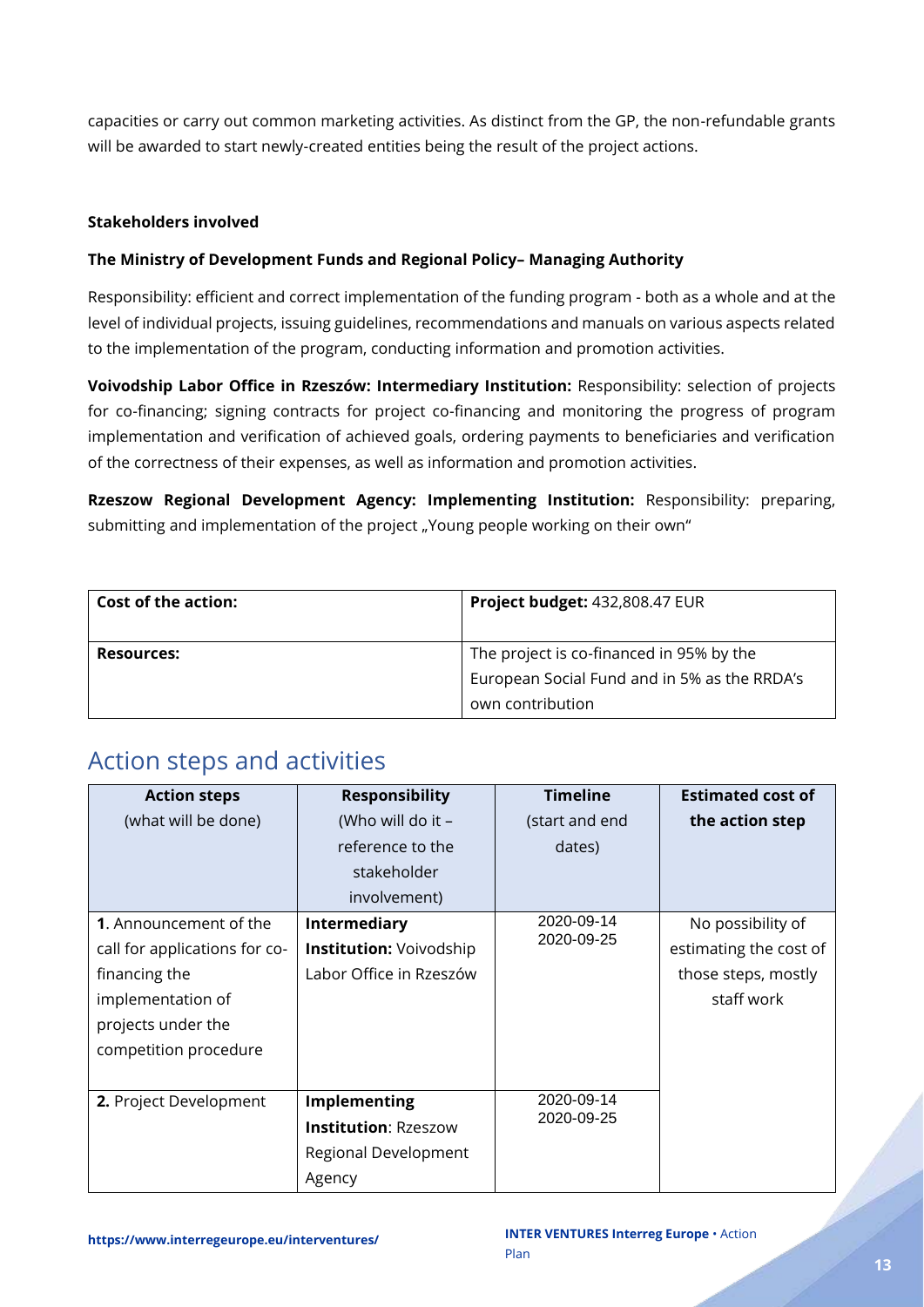capacities or carry out common marketing activities. As distinct from the GP, the non-refundable grants will be awarded to start newly-created entities being the result of the project actions.

**Stakeholders involved**

**The Ministry of Development Funds and Regional Policy– Managing Authority**

Responsibility: efficient and correct implementation of the funding program - both as a whole and at the level of individual projects, issuing guidelines, recommendations and manuals on various aspects related to the implementation of the program, conducting information and promotion activities.

**Voivodship Labor Office in Rzeszów: Intermediary Institution:** Responsibility: selection of projects for co-financing; signing contracts for project co-financing and monitoring the progress of program implementation and verification of achieved goals, ordering payments to beneficiaries and verification of the correctness of their expenses, as well as information and promotion activities.

**Rzeszow Regional Development Agency: Implementing Institution:** Responsibility: preparing, submitting and implementation of the project „Young people working on their own"

| **Cost of the action:** | **Project budget:** 432,808.47 EUR |
|---|---|
| **Resources:** | The project is co-financed in 95% by the European Social Fund and in 5% as the RRDA's own contribution |

## Action steps and activities

| **Action steps** (what will be done) | **Responsibility** (Who will do it – reference to the stakeholder involvement) | **Timeline** (start and end dates) | **Estimated cost of the action step** |
|---|---|---|---|
| **1**. Announcement of the call for applications for co-financing the implementation of projects under the competition procedure | **Intermediary Institution:** Voivodship Labor Office in Rzeszów | 2020-09-14 2020-09-25 | No possibility of estimating the cost of those steps, mostly staff work |
| **2.** Project Development | **Implementing Institution**: Rzeszow Regional Development Agency | 2020-09-14 2020-09-25 | |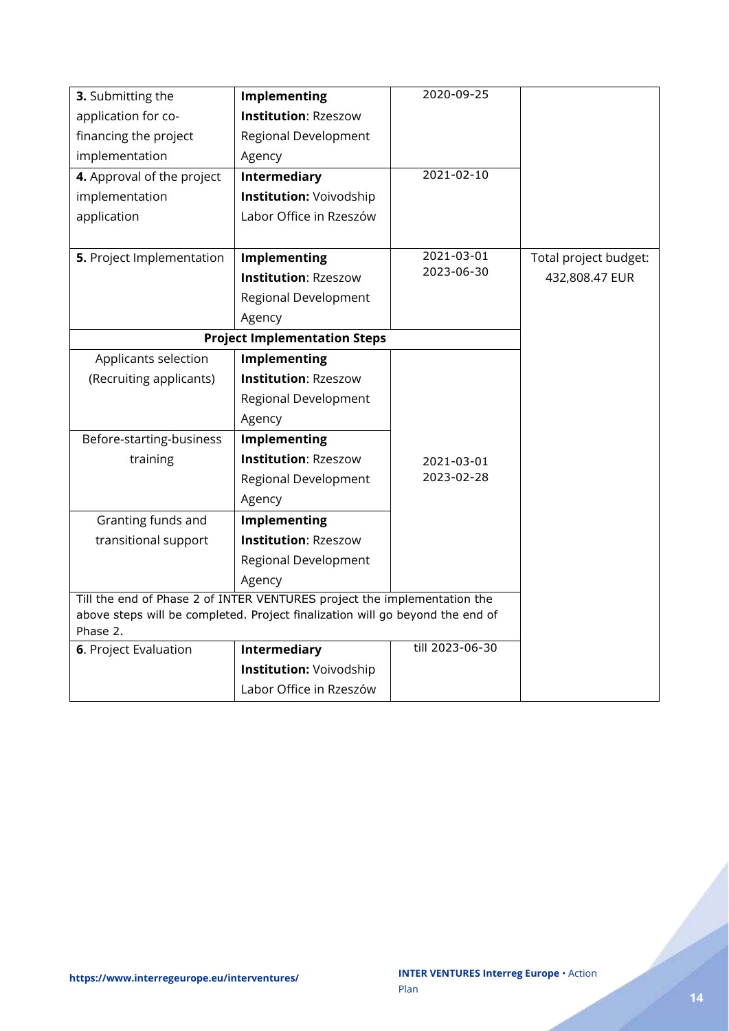| | | | |
|---|---|---|---|
| **3.** Submitting the application for co-financing the project implementation | **Implementing Institution**: Rzeszow Regional Development Agency | 2020-09-25 | |
| **4.** Approval of the project implementation application | **Intermediary Institution:** Voivodship Labor Office in Rzeszów | 2021-02-10 | |
| **5.** Project Implementation | **Implementing Institution**: Rzeszow Regional Development Agency | 2021-03-01 2023-06-30 | Total project budget: 432,808.47 EUR |
| **Project Implementation Steps** | | | |
| Applicants selection (Recruiting applicants) | **Implementing Institution**: Rzeszow Regional Development Agency | 2021-03-01 2023-02-28 | |
| Before-starting-business training | **Implementing Institution**: Rzeszow Regional Development Agency | | |
| Granting funds and transitional support | **Implementing Institution**: Rzeszow Regional Development Agency | | |
| Till the end of Phase 2 of INTER VENTURES project the implementation the above steps will be completed. Project finalization will go beyond the end of Phase 2. | | | |
| **6**. Project Evaluation | **Intermediary Institution:** Voivodship Labor Office in Rzeszów | till 2023-06-30 | |